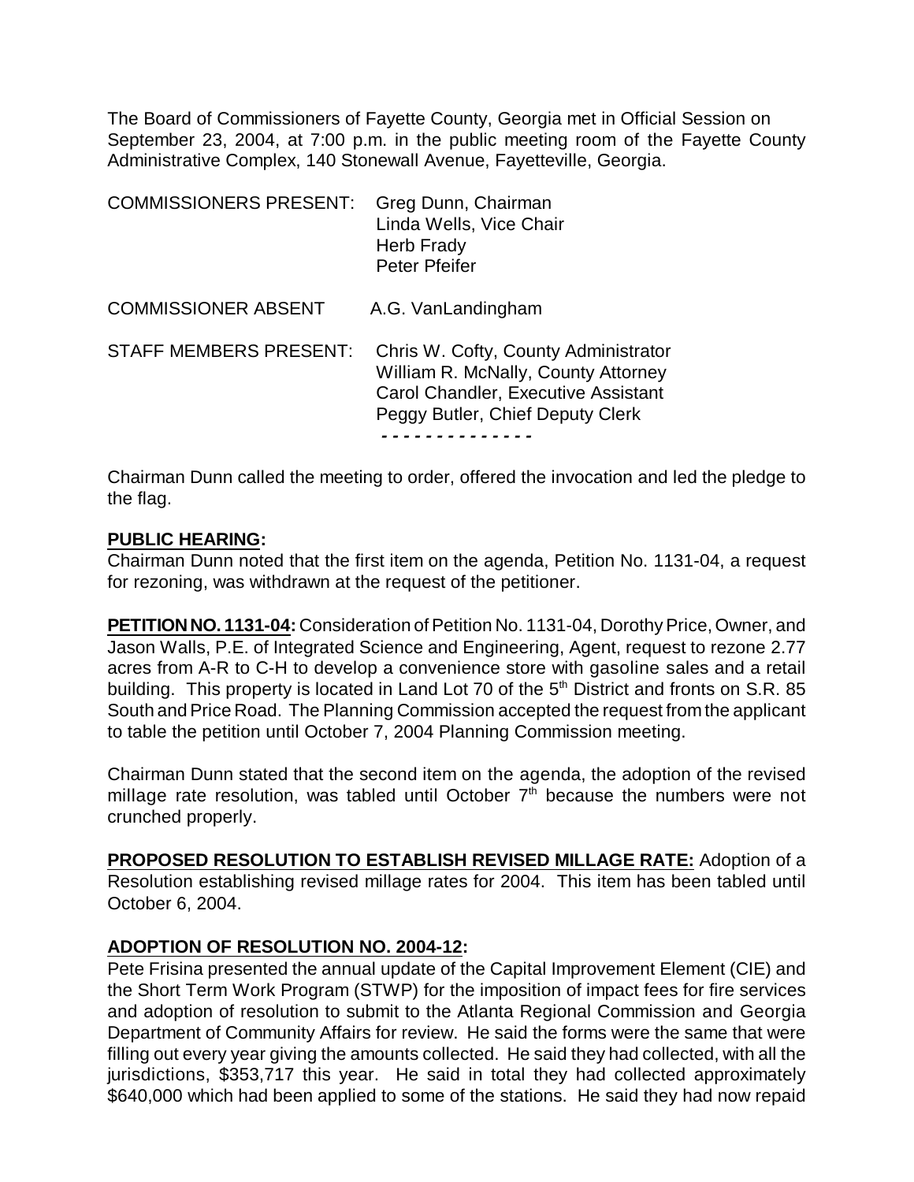The Board of Commissioners of Fayette County, Georgia met in Official Session on September 23, 2004, at 7:00 p.m. in the public meeting room of the Fayette County Administrative Complex, 140 Stonewall Avenue, Fayetteville, Georgia.

| | |
|---|---|
| COMMISSIONERS PRESENT: | Greg Dunn, Chairman<br>Linda Wells, Vice Chair<br>Herb Frady<br>Peter Pfeifer |
| COMMISSIONER ABSENT | A.G. VanLandingham |
| STAFF MEMBERS PRESENT: | Chris W. Cofty, County Administrator<br>William R. McNally, County Attorney<br>Carol Chandler, Executive Assistant<br>Peggy Butler, Chief Deputy Clerk |

\- - - - - - - - - - - - - -

Chairman Dunn called the meeting to order, offered the invocation and led the pledge to the flag.

**PUBLIC HEARING:**

Chairman Dunn noted that the first item on the agenda, Petition No. 1131-04, a request for rezoning, was withdrawn at the request of the petitioner.

**PETITION NO. 1131-04:** Consideration of Petition No. 1131-04, Dorothy Price, Owner, and Jason Walls, P.E. of Integrated Science and Engineering, Agent, request to rezone 2.77 acres from A-R to C-H to develop a convenience store with gasoline sales and a retail building. This property is located in Land Lot 70 of the 5th District and fronts on S.R. 85 South and Price Road. The Planning Commission accepted the request from the applicant to table the petition until October 7, 2004 Planning Commission meeting.

Chairman Dunn stated that the second item on the agenda, the adoption of the revised millage rate resolution, was tabled until October 7th because the numbers were not crunched properly.

**PROPOSED RESOLUTION TO ESTABLISH REVISED MILLAGE RATE:** Adoption of a Resolution establishing revised millage rates for 2004. This item has been tabled until October 6, 2004.

**ADOPTION OF RESOLUTION NO. 2004-12:**

Pete Frisina presented the annual update of the Capital Improvement Element (CIE) and the Short Term Work Program (STWP) for the imposition of impact fees for fire services and adoption of resolution to submit to the Atlanta Regional Commission and Georgia Department of Community Affairs for review. He said the forms were the same that were filling out every year giving the amounts collected. He said they had collected, with all the jurisdictions, $353,717 this year. He said in total they had collected approximately $640,000 which had been applied to some of the stations. He said they had now repaid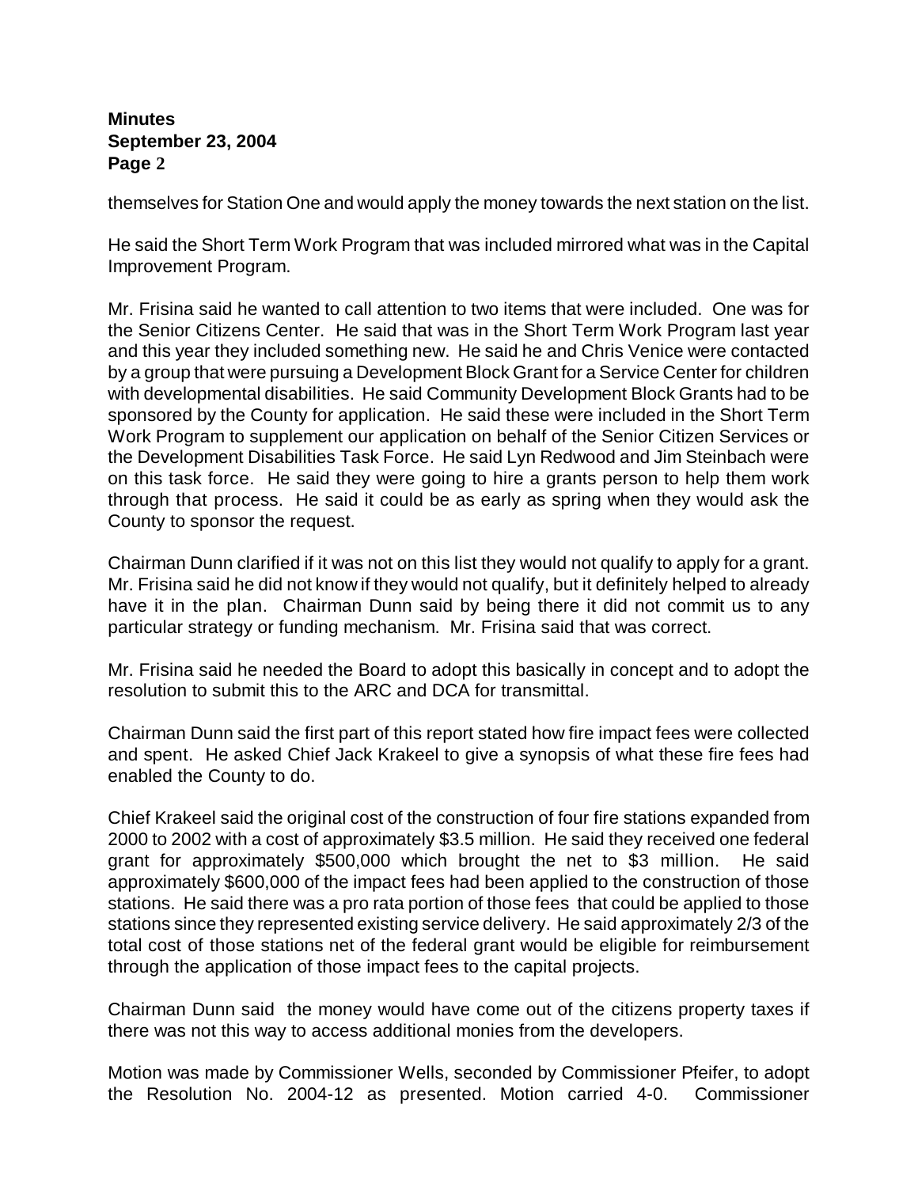themselves for Station One and would apply the money towards the next station on the list.

He said the Short Term Work Program that was included mirrored what was in the Capital Improvement Program.

Mr. Frisina said he wanted to call attention to two items that were included. One was for the Senior Citizens Center. He said that was in the Short Term Work Program last year and this year they included something new. He said he and Chris Venice were contacted by a group that were pursuing a Development Block Grant for a Service Center for children with developmental disabilities. He said Community Development Block Grants had to be sponsored by the County for application. He said these were included in the Short Term Work Program to supplement our application on behalf of the Senior Citizen Services or the Development Disabilities Task Force. He said Lyn Redwood and Jim Steinbach were on this task force. He said they were going to hire a grants person to help them work through that process. He said it could be as early as spring when they would ask the County to sponsor the request.

Chairman Dunn clarified if it was not on this list they would not qualify to apply for a grant. Mr. Frisina said he did not know if they would not qualify, but it definitely helped to already have it in the plan. Chairman Dunn said by being there it did not commit us to any particular strategy or funding mechanism. Mr. Frisina said that was correct.

Mr. Frisina said he needed the Board to adopt this basically in concept and to adopt the resolution to submit this to the ARC and DCA for transmittal.

Chairman Dunn said the first part of this report stated how fire impact fees were collected and spent. He asked Chief Jack Krakeel to give a synopsis of what these fire fees had enabled the County to do.

Chief Krakeel said the original cost of the construction of four fire stations expanded from 2000 to 2002 with a cost of approximately $3.5 million. He said they received one federal grant for approximately $500,000 which brought the net to $3 million. He said approximately $600,000 of the impact fees had been applied to the construction of those stations. He said there was a pro rata portion of those fees that could be applied to those stations since they represented existing service delivery. He said approximately 2/3 of the total cost of those stations net of the federal grant would be eligible for reimbursement through the application of those impact fees to the capital projects.

Chairman Dunn said the money would have come out of the citizens property taxes if there was not this way to access additional monies from the developers.

Motion was made by Commissioner Wells, seconded by Commissioner Pfeifer, to adopt the Resolution No. 2004-12 as presented. Motion carried 4-0. Commissioner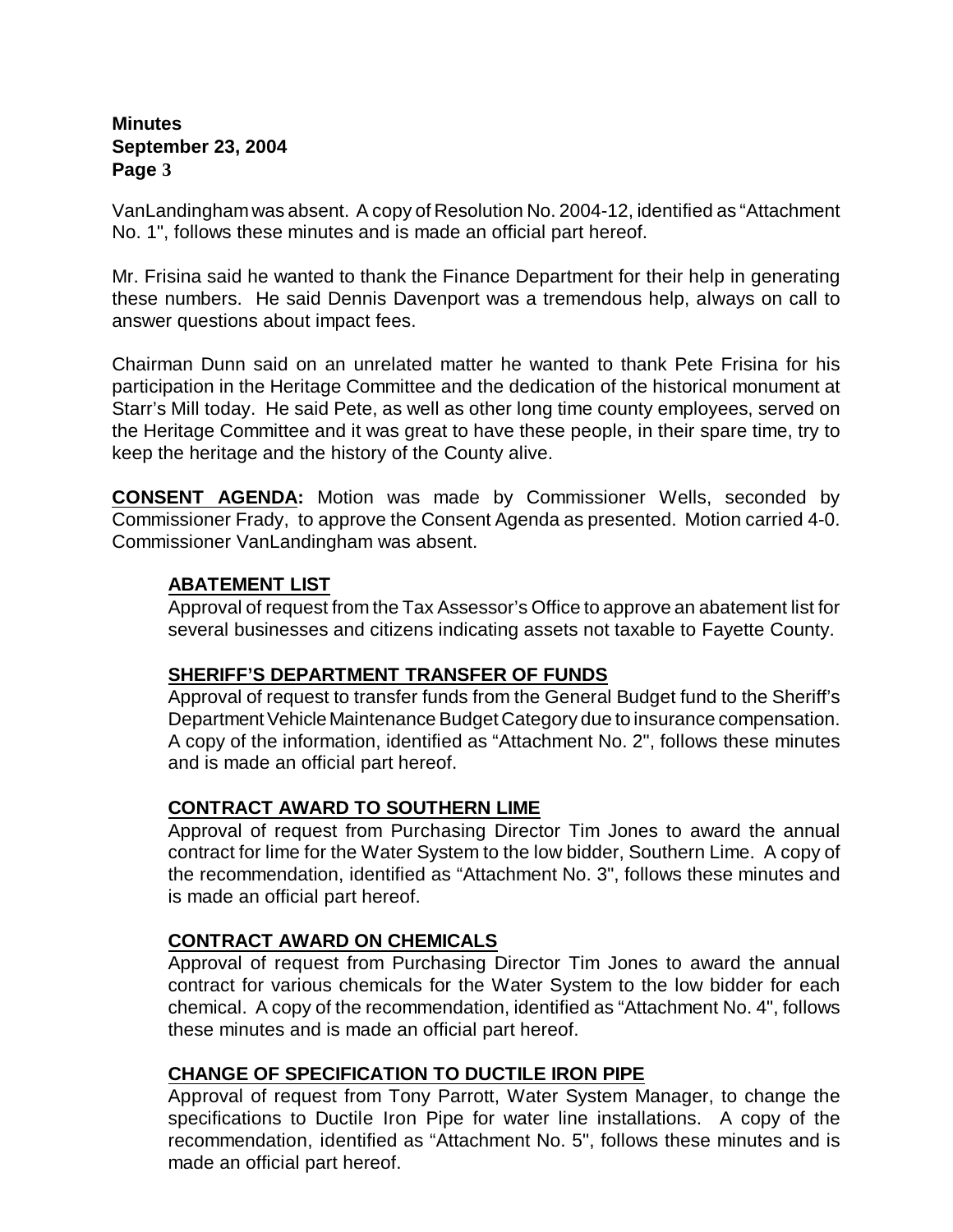VanLandingham was absent. A copy of Resolution No. 2004-12, identified as "Attachment No. 1", follows these minutes and is made an official part hereof.

Mr. Frisina said he wanted to thank the Finance Department for their help in generating these numbers. He said Dennis Davenport was a tremendous help, always on call to answer questions about impact fees.

Chairman Dunn said on an unrelated matter he wanted to thank Pete Frisina for his participation in the Heritage Committee and the dedication of the historical monument at Starr's Mill today. He said Pete, as well as other long time county employees, served on the Heritage Committee and it was great to have these people, in their spare time, try to keep the heritage and the history of the County alive.

**CONSENT AGENDA:** Motion was made by Commissioner Wells, seconded by Commissioner Frady, to approve the Consent Agenda as presented. Motion carried 4-0. Commissioner VanLandingham was absent.

**ABATEMENT LIST**

Approval of request from the Tax Assessor's Office to approve an abatement list for several businesses and citizens indicating assets not taxable to Fayette County.

**SHERIFF'S DEPARTMENT TRANSFER OF FUNDS**

Approval of request to transfer funds from the General Budget fund to the Sheriff's Department Vehicle Maintenance Budget Category due to insurance compensation. A copy of the information, identified as "Attachment No. 2", follows these minutes and is made an official part hereof.

**CONTRACT AWARD TO SOUTHERN LIME**

Approval of request from Purchasing Director Tim Jones to award the annual contract for lime for the Water System to the low bidder, Southern Lime. A copy of the recommendation, identified as "Attachment No. 3", follows these minutes and is made an official part hereof.

**CONTRACT AWARD ON CHEMICALS**

Approval of request from Purchasing Director Tim Jones to award the annual contract for various chemicals for the Water System to the low bidder for each chemical. A copy of the recommendation, identified as "Attachment No. 4", follows these minutes and is made an official part hereof.

**CHANGE OF SPECIFICATION TO DUCTILE IRON PIPE**

Approval of request from Tony Parrott, Water System Manager, to change the specifications to Ductile Iron Pipe for water line installations. A copy of the recommendation, identified as "Attachment No. 5", follows these minutes and is made an official part hereof.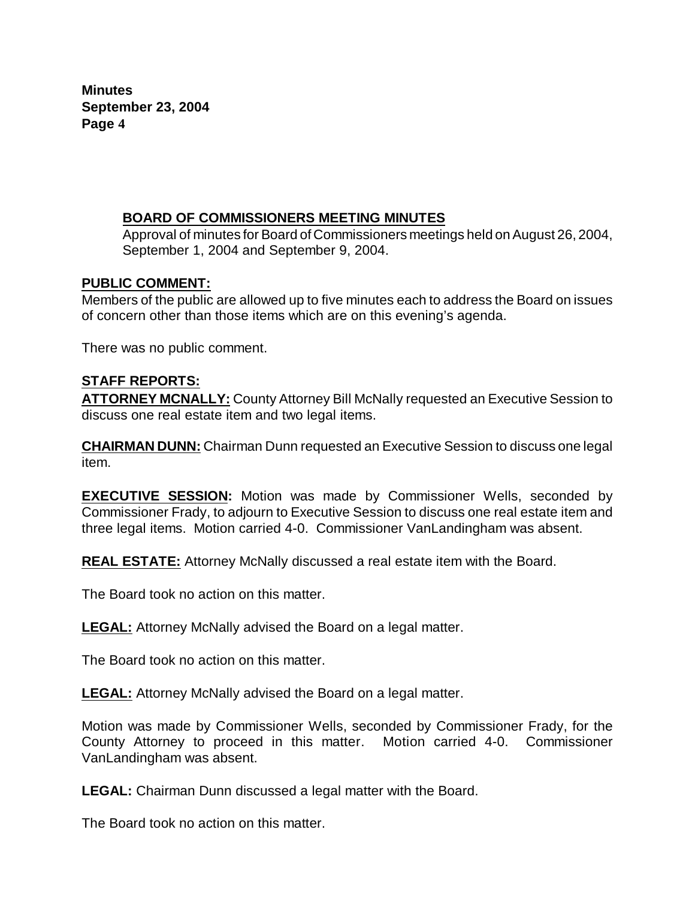**BOARD OF COMMISSIONERS MEETING MINUTES**
Approval of minutes for Board of Commissioners meetings held on August 26, 2004, September 1, 2004 and September 9, 2004.

**PUBLIC COMMENT:**
Members of the public are allowed up to five minutes each to address the Board on issues of concern other than those items which are on this evening's agenda.

There was no public comment.

**STAFF REPORTS:**

**ATTORNEY MCNALLY:** County Attorney Bill McNally requested an Executive Session to discuss one real estate item and two legal items.

**CHAIRMAN DUNN:** Chairman Dunn requested an Executive Session to discuss one legal item.

**EXECUTIVE SESSION:** Motion was made by Commissioner Wells, seconded by Commissioner Frady, to adjourn to Executive Session to discuss one real estate item and three legal items. Motion carried 4-0. Commissioner VanLandingham was absent.

**REAL ESTATE:** Attorney McNally discussed a real estate item with the Board.

The Board took no action on this matter.

**LEGAL:** Attorney McNally advised the Board on a legal matter.

The Board took no action on this matter.

**LEGAL:** Attorney McNally advised the Board on a legal matter.

Motion was made by Commissioner Wells, seconded by Commissioner Frady, for the County Attorney to proceed in this matter. Motion carried 4-0. Commissioner VanLandingham was absent.

**LEGAL:** Chairman Dunn discussed a legal matter with the Board.

The Board took no action on this matter.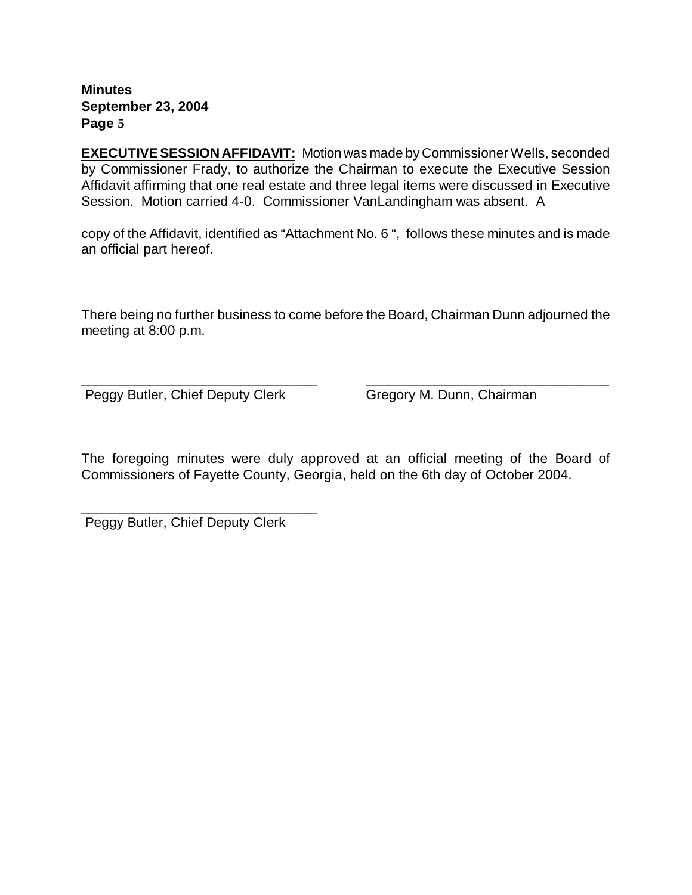**EXECUTIVE SESSION AFFIDAVIT:** Motion was made by Commissioner Wells, seconded by Commissioner Frady, to authorize the Chairman to execute the Executive Session Affidavit affirming that one real estate and three legal items were discussed in Executive Session. Motion carried 4-0. Commissioner VanLandingham was absent. A

copy of the Affidavit, identified as "Attachment No. 6 ", follows these minutes and is made an official part hereof.

There being no further business to come before the Board, Chairman Dunn adjourned the meeting at 8:00 p.m.

\_\_\_\_\_\_\_\_\_\_\_\_\_\_\_\_\_\_\_\_\_\_\_\_\_\_\_\_\_\_\_\_
Peggy Butler, Chief Deputy Clerk

\_\_\_\_\_\_\_\_\_\_\_\_\_\_\_\_\_\_\_\_\_\_\_\_\_\_\_\_\_\_\_\_
Gregory M. Dunn, Chairman

The foregoing minutes were duly approved at an official meeting of the Board of Commissioners of Fayette County, Georgia, held on the 6th day of October 2004.

\_\_\_\_\_\_\_\_\_\_\_\_\_\_\_\_\_\_\_\_\_\_\_\_\_\_\_\_\_\_\_\_
Peggy Butler, Chief Deputy Clerk